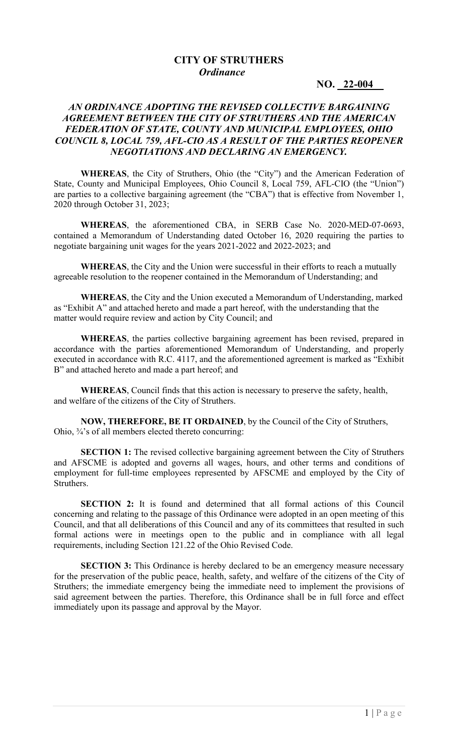# CITY OF STRUTHERS

***Ordinance***

**NO. 22-004**

***AN ORDINANCE ADOPTING THE REVISED COLLECTIVE BARGAINING AGREEMENT BETWEEN THE CITY OF STRUTHERS AND THE AMERICAN FEDERATION OF STATE, COUNTY AND MUNICIPAL EMPLOYEES, OHIO COUNCIL 8, LOCAL 759, AFL-CIO AS A RESULT OF THE PARTIES REOPENER NEGOTIATIONS AND DECLARING AN EMERGENCY.***

**WHEREAS**, the City of Struthers, Ohio (the "City") and the American Federation of State, County and Municipal Employees, Ohio Council 8, Local 759, AFL-CIO (the "Union") are parties to a collective bargaining agreement (the "CBA") that is effective from November 1, 2020 through October 31, 2023;

**WHEREAS**, the aforementioned CBA, in SERB Case No. 2020-MED-07-0693, contained a Memorandum of Understanding dated October 16, 2020 requiring the parties to negotiate bargaining unit wages for the years 2021-2022 and 2022-2023; and

**WHEREAS**, the City and the Union were successful in their efforts to reach a mutually agreeable resolution to the reopener contained in the Memorandum of Understanding; and

**WHEREAS**, the City and the Union executed a Memorandum of Understanding, marked as "Exhibit A" and attached hereto and made a part hereof, with the understanding that the matter would require review and action by City Council; and

**WHEREAS**, the parties collective bargaining agreement has been revised, prepared in accordance with the parties aforementioned Memorandum of Understanding, and properly executed in accordance with R.C. 4117, and the aforementioned agreement is marked as "Exhibit B" and attached hereto and made a part hereof; and

**WHEREAS**, Council finds that this action is necessary to preserve the safety, health, and welfare of the citizens of the City of Struthers.

**NOW, THEREFORE, BE IT ORDAINED**, by the Council of the City of Struthers, Ohio, ¾'s of all members elected thereto concurring:

**SECTION 1:** The revised collective bargaining agreement between the City of Struthers and AFSCME is adopted and governs all wages, hours, and other terms and conditions of employment for full-time employees represented by AFSCME and employed by the City of Struthers.

**SECTION 2:** It is found and determined that all formal actions of this Council concerning and relating to the passage of this Ordinance were adopted in an open meeting of this Council, and that all deliberations of this Council and any of its committees that resulted in such formal actions were in meetings open to the public and in compliance with all legal requirements, including Section 121.22 of the Ohio Revised Code.

**SECTION 3:** This Ordinance is hereby declared to be an emergency measure necessary for the preservation of the public peace, health, safety, and welfare of the citizens of the City of Struthers; the immediate emergency being the immediate need to implement the provisions of said agreement between the parties. Therefore, this Ordinance shall be in full force and effect immediately upon its passage and approval by the Mayor.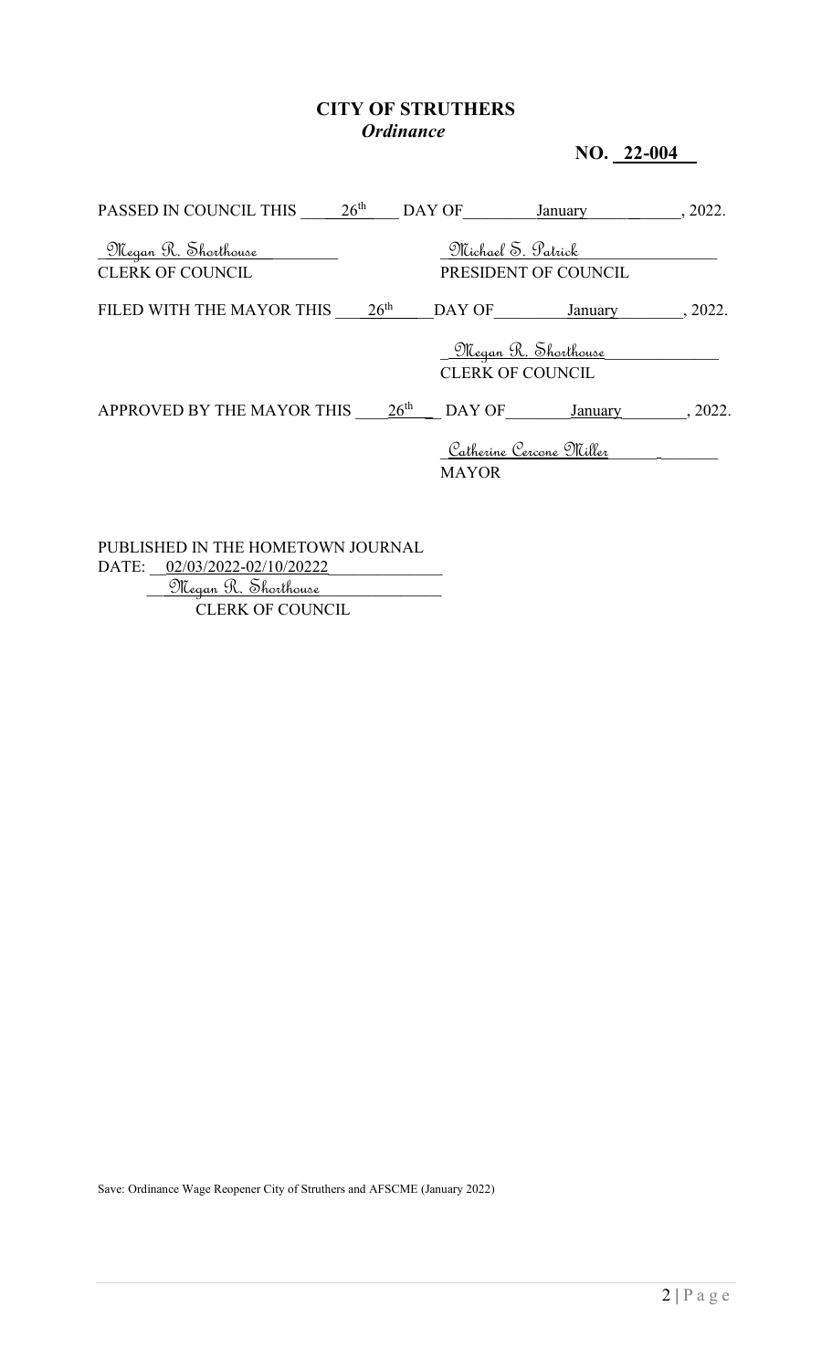**CITY OF STRUTHERS**
***Ordinance***

**NO. 22-004**

PASSED IN COUNCIL THIS 26th DAY OF January, 2022.

Megan R. Shorthouse
CLERK OF COUNCIL

Michael S. Patrick
PRESIDENT OF COUNCIL

FILED WITH THE MAYOR THIS 26th DAY OF January, 2022.

Megan R. Shorthouse
CLERK OF COUNCIL

APPROVED BY THE MAYOR THIS 26th DAY OF January, 2022.

Catherine Cercone Miller
MAYOR

PUBLISHED IN THE HOMETOWN JOURNAL
DATE: 02/03/2022-02/10/20222
Megan R. Shorthouse
CLERK OF COUNCIL

Save: Ordinance Wage Reopener City of Struthers and AFSCME (January 2022)